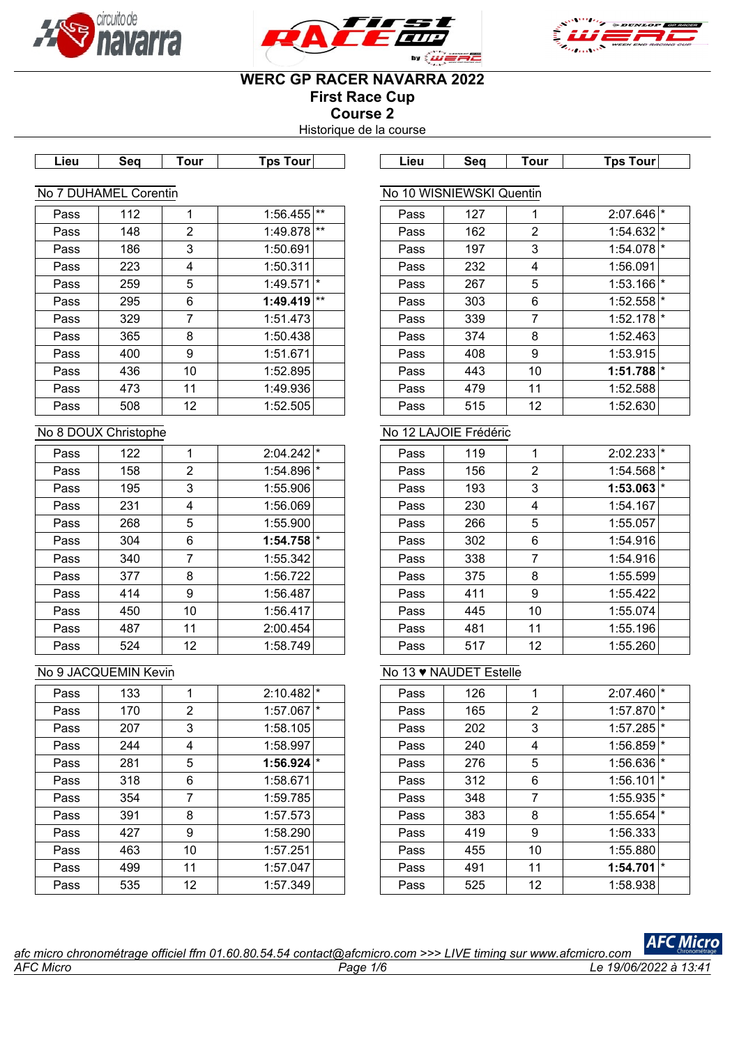# WERC GP RACER NAVARRA 2022

## First Race Cup

## Course 2

Historique de la course

### No 7 DUHAMEL Corentin

| Lieu | Seq | Tour | Tps Tour | |
|---|---|---|---|---|
| Pass | 112 | 1 | 1:56.455 | ** |
| Pass | 148 | 2 | 1:49.878 | ** |
| Pass | 186 | 3 | 1:50.691 | |
| Pass | 223 | 4 | 1:50.311 | |
| Pass | 259 | 5 | 1:49.571 | * |
| Pass | 295 | 6 | **1:49.419** | ** |
| Pass | 329 | 7 | 1:51.473 | |
| Pass | 365 | 8 | 1:50.438 | |
| Pass | 400 | 9 | 1:51.671 | |
| Pass | 436 | 10 | 1:52.895 | |
| Pass | 473 | 11 | 1:49.936 | |
| Pass | 508 | 12 | 1:52.505 | |

### No 8 DOUX Christophe

| Lieu | Seq | Tour | Tps Tour | |
|---|---|---|---|---|
| Pass | 122 | 1 | 2:04.242 | * |
| Pass | 158 | 2 | 1:54.896 | * |
| Pass | 195 | 3 | 1:55.906 | |
| Pass | 231 | 4 | 1:56.069 | |
| Pass | 268 | 5 | 1:55.900 | |
| Pass | 304 | 6 | **1:54.758** | * |
| Pass | 340 | 7 | 1:55.342 | |
| Pass | 377 | 8 | 1:56.722 | |
| Pass | 414 | 9 | 1:56.487 | |
| Pass | 450 | 10 | 1:56.417 | |
| Pass | 487 | 11 | 2:00.454 | |
| Pass | 524 | 12 | 1:58.749 | |

### No 9 JACQUEMIN Kevin

| Lieu | Seq | Tour | Tps Tour | |
|---|---|---|---|---|
| Pass | 133 | 1 | 2:10.482 | * |
| Pass | 170 | 2 | 1:57.067 | * |
| Pass | 207 | 3 | 1:58.105 | |
| Pass | 244 | 4 | 1:58.997 | |
| Pass | 281 | 5 | **1:56.924** | * |
| Pass | 318 | 6 | 1:58.671 | |
| Pass | 354 | 7 | 1:59.785 | |
| Pass | 391 | 8 | 1:57.573 | |
| Pass | 427 | 9 | 1:58.290 | |
| Pass | 463 | 10 | 1:57.251 | |
| Pass | 499 | 11 | 1:57.047 | |
| Pass | 535 | 12 | 1:57.349 | |

### No 10 WISNIEWSKI Quentin

| Lieu | Seq | Tour | Tps Tour | |
|---|---|---|---|---|
| Pass | 127 | 1 | 2:07.646 | * |
| Pass | 162 | 2 | 1:54.632 | * |
| Pass | 197 | 3 | 1:54.078 | * |
| Pass | 232 | 4 | 1:56.091 | |
| Pass | 267 | 5 | 1:53.166 | * |
| Pass | 303 | 6 | 1:52.558 | * |
| Pass | 339 | 7 | 1:52.178 | * |
| Pass | 374 | 8 | 1:52.463 | |
| Pass | 408 | 9 | 1:53.915 | |
| Pass | 443 | 10 | **1:51.788** | * |
| Pass | 479 | 11 | 1:52.588 | |
| Pass | 515 | 12 | 1:52.630 | |

### No 12 LAJOIE Frédéric

| Lieu | Seq | Tour | Tps Tour | |
|---|---|---|---|---|
| Pass | 119 | 1 | 2:02.233 | * |
| Pass | 156 | 2 | 1:54.568 | * |
| Pass | 193 | 3 | **1:53.063** | * |
| Pass | 230 | 4 | 1:54.167 | |
| Pass | 266 | 5 | 1:55.057 | |
| Pass | 302 | 6 | 1:54.916 | |
| Pass | 338 | 7 | 1:54.916 | |
| Pass | 375 | 8 | 1:55.599 | |
| Pass | 411 | 9 | 1:55.422 | |
| Pass | 445 | 10 | 1:55.074 | |
| Pass | 481 | 11 | 1:55.196 | |
| Pass | 517 | 12 | 1:55.260 | |

### No 13 ♥ NAUDET Estelle

| Lieu | Seq | Tour | Tps Tour | |
|---|---|---|---|---|
| Pass | 126 | 1 | 2:07.460 | * |
| Pass | 165 | 2 | 1:57.870 | * |
| Pass | 202 | 3 | 1:57.285 | * |
| Pass | 240 | 4 | 1:56.859 | * |
| Pass | 276 | 5 | 1:56.636 | * |
| Pass | 312 | 6 | 1:56.101 | * |
| Pass | 348 | 7 | 1:55.935 | * |
| Pass | 383 | 8 | 1:55.654 | * |
| Pass | 419 | 9 | 1:56.333 | |
| Pass | 455 | 10 | 1:55.880 | |
| Pass | 491 | 11 | **1:54.701** | * |
| Pass | 525 | 12 | 1:58.938 | |

*afc micro chronométrage officiel ffm 01.60.80.54.54 contact@afcmicro.com >>> LIVE timing sur www.afcmicro.com*

*AFC Micro* — *Le 19/06/2022 à 13:41*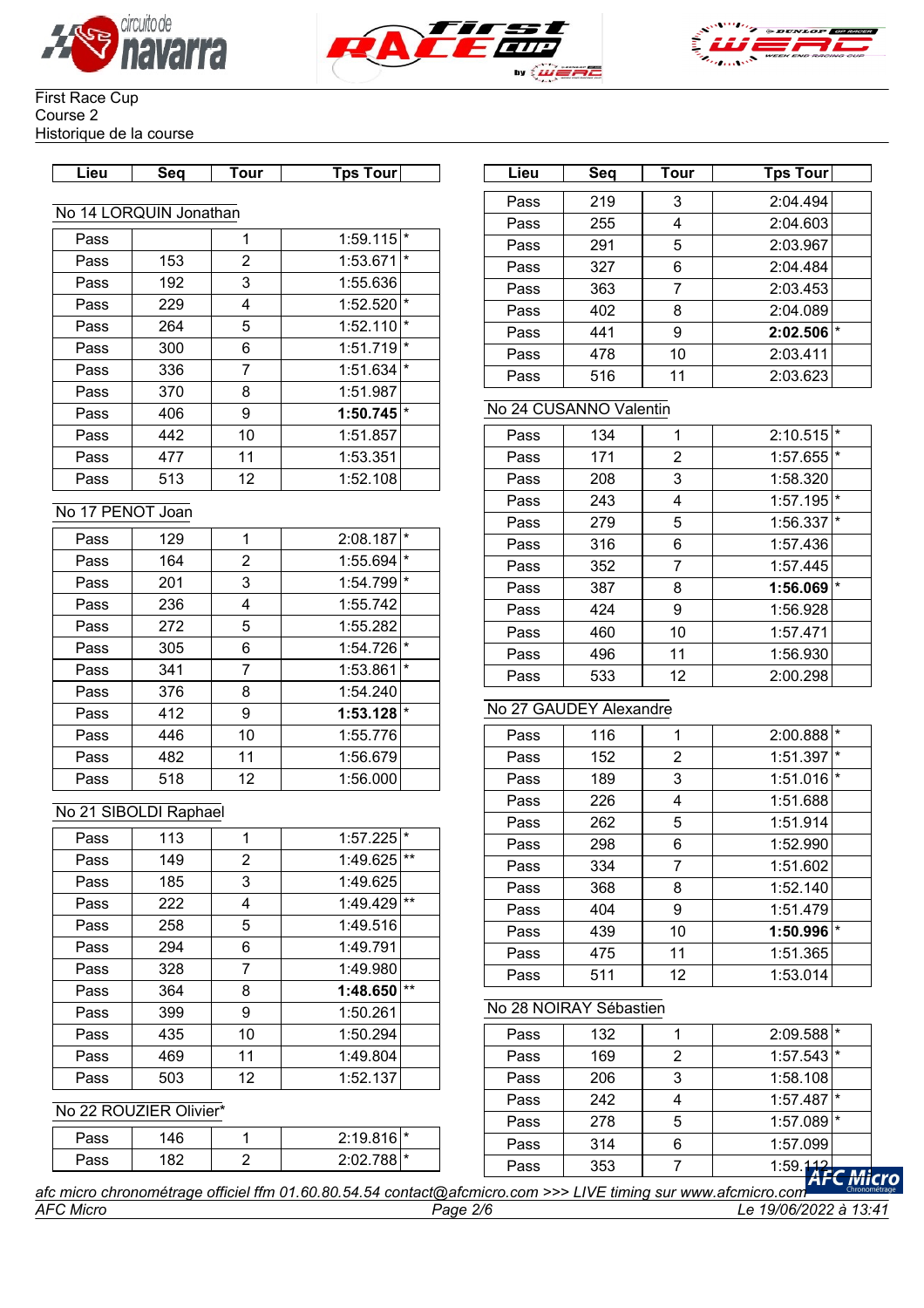First Race Cup
Course 2
Historique de la course

| Lieu | Seq | Tour | Tps Tour | |
|---|---|---|---|---|

No 14 LORQUIN Jonathan

| Lieu | Seq | Tour | Tps Tour | |
|---|---|---|---|---|
| Pass | | 1 | 1:59.115 | * |
| Pass | 153 | 2 | 1:53.671 | * |
| Pass | 192 | 3 | 1:55.636 | |
| Pass | 229 | 4 | 1:52.520 | * |
| Pass | 264 | 5 | 1:52.110 | * |
| Pass | 300 | 6 | 1:51.719 | * |
| Pass | 336 | 7 | 1:51.634 | * |
| Pass | 370 | 8 | 1:51.987 | |
| Pass | 406 | 9 | **1:50.745** | * |
| Pass | 442 | 10 | 1:51.857 | |
| Pass | 477 | 11 | 1:53.351 | |
| Pass | 513 | 12 | 1:52.108 | |

No 17 PENOT Joan

| Lieu | Seq | Tour | Tps Tour | |
|---|---|---|---|---|
| Pass | 129 | 1 | 2:08.187 | * |
| Pass | 164 | 2 | 1:55.694 | * |
| Pass | 201 | 3 | 1:54.799 | * |
| Pass | 236 | 4 | 1:55.742 | |
| Pass | 272 | 5 | 1:55.282 | |
| Pass | 305 | 6 | 1:54.726 | * |
| Pass | 341 | 7 | 1:53.861 | * |
| Pass | 376 | 8 | 1:54.240 | |
| Pass | 412 | 9 | **1:53.128** | * |
| Pass | 446 | 10 | 1:55.776 | |
| Pass | 482 | 11 | 1:56.679 | |
| Pass | 518 | 12 | 1:56.000 | |

No 21 SIBOLDI Raphael

| Lieu | Seq | Tour | Tps Tour | |
|---|---|---|---|---|
| Pass | 113 | 1 | 1:57.225 | * |
| Pass | 149 | 2 | 1:49.625 | ** |
| Pass | 185 | 3 | 1:49.625 | |
| Pass | 222 | 4 | 1:49.429 | ** |
| Pass | 258 | 5 | 1:49.516 | |
| Pass | 294 | 6 | 1:49.791 | |
| Pass | 328 | 7 | 1:49.980 | |
| Pass | 364 | 8 | **1:48.650** | ** |
| Pass | 399 | 9 | 1:50.261 | |
| Pass | 435 | 10 | 1:50.294 | |
| Pass | 469 | 11 | 1:49.804 | |
| Pass | 503 | 12 | 1:52.137 | |

No 22 ROUZIER Olivier*

| Lieu | Seq | Tour | Tps Tour | |
|---|---|---|---|---|
| Pass | 146 | 1 | 2:19.816 | * |
| Pass | 182 | 2 | 2:02.788 | * |
| Pass | 219 | 3 | 2:04.494 | |
| Pass | 255 | 4 | 2:04.603 | |
| Pass | 291 | 5 | 2:03.967 | |
| Pass | 327 | 6 | 2:04.484 | |
| Pass | 363 | 7 | 2:03.453 | |
| Pass | 402 | 8 | 2:04.089 | |
| Pass | 441 | 9 | **2:02.506** | * |
| Pass | 478 | 10 | 2:03.411 | |
| Pass | 516 | 11 | 2:03.623 | |

No 24 CUSANNO Valentin

| Lieu | Seq | Tour | Tps Tour | |
|---|---|---|---|---|
| Pass | 134 | 1 | 2:10.515 | * |
| Pass | 171 | 2 | 1:57.655 | * |
| Pass | 208 | 3 | 1:58.320 | |
| Pass | 243 | 4 | 1:57.195 | * |
| Pass | 279 | 5 | 1:56.337 | * |
| Pass | 316 | 6 | 1:57.436 | |
| Pass | 352 | 7 | 1:57.445 | |
| Pass | 387 | 8 | **1:56.069** | * |
| Pass | 424 | 9 | 1:56.928 | |
| Pass | 460 | 10 | 1:57.471 | |
| Pass | 496 | 11 | 1:56.930 | |
| Pass | 533 | 12 | 2:00.298 | |

No 27 GAUDEY Alexandre

| Lieu | Seq | Tour | Tps Tour | |
|---|---|---|---|---|
| Pass | 116 | 1 | 2:00.888 | * |
| Pass | 152 | 2 | 1:51.397 | * |
| Pass | 189 | 3 | 1:51.016 | * |
| Pass | 226 | 4 | 1:51.688 | |
| Pass | 262 | 5 | 1:51.914 | |
| Pass | 298 | 6 | 1:52.990 | |
| Pass | 334 | 7 | 1:51.602 | |
| Pass | 368 | 8 | 1:52.140 | |
| Pass | 404 | 9 | 1:51.479 | |
| Pass | 439 | 10 | **1:50.996** | * |
| Pass | 475 | 11 | 1:51.365 | |
| Pass | 511 | 12 | 1:53.014 | |

No 28 NOIRAY Sébastien

| Lieu | Seq | Tour | Tps Tour | |
|---|---|---|---|---|
| Pass | 132 | 1 | 2:09.588 | * |
| Pass | 169 | 2 | 1:57.543 | * |
| Pass | 206 | 3 | 1:58.108 | |
| Pass | 242 | 4 | 1:57.487 | * |
| Pass | 278 | 5 | 1:57.089 | * |
| Pass | 314 | 6 | 1:57.099 | |
| Pass | 353 | 7 | 1:59.112 | |

*afc micro chronométrage officiel ffm 01.60.80.54.54 contact@afcmicro.com >>> LIVE timing sur www.afcmicro.com*

*AFC Micro* — *Le 19/06/2022 à 13:41*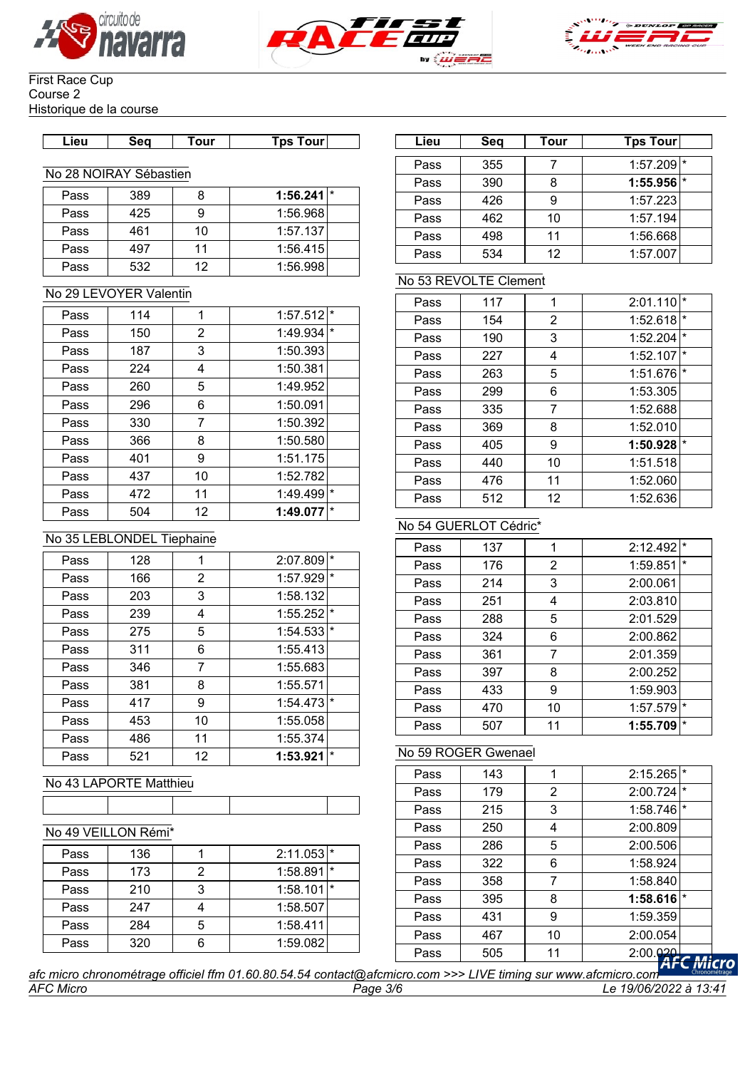First Race Cup
Course 2
Historique de la course

| Lieu | Seq | Tour | Tps Tour | |
|---|---|---|---|---|

### No 28 NOIRAY Sébastien

| Lieu | Seq | Tour | Tps Tour | |
|---|---|---|---|---|
| Pass | 389 | 8 | **1:56.241** | * |
| Pass | 425 | 9 | 1:56.968 | |
| Pass | 461 | 10 | 1:57.137 | |
| Pass | 497 | 11 | 1:56.415 | |
| Pass | 532 | 12 | 1:56.998 | |

### No 29 LEVOYER Valentin

| Lieu | Seq | Tour | Tps Tour | |
|---|---|---|---|---|
| Pass | 114 | 1 | 1:57.512 | * |
| Pass | 150 | 2 | 1:49.934 | * |
| Pass | 187 | 3 | 1:50.393 | |
| Pass | 224 | 4 | 1:50.381 | |
| Pass | 260 | 5 | 1:49.952 | |
| Pass | 296 | 6 | 1:50.091 | |
| Pass | 330 | 7 | 1:50.392 | |
| Pass | 366 | 8 | 1:50.580 | |
| Pass | 401 | 9 | 1:51.175 | |
| Pass | 437 | 10 | 1:52.782 | |
| Pass | 472 | 11 | 1:49.499 | * |
| Pass | 504 | 12 | **1:49.077** | * |

### No 35 LEBLONDEL Tiephaine

| Lieu | Seq | Tour | Tps Tour | |
|---|---|---|---|---|
| Pass | 128 | 1 | 2:07.809 | * |
| Pass | 166 | 2 | 1:57.929 | * |
| Pass | 203 | 3 | 1:58.132 | |
| Pass | 239 | 4 | 1:55.252 | * |
| Pass | 275 | 5 | 1:54.533 | * |
| Pass | 311 | 6 | 1:55.413 | |
| Pass | 346 | 7 | 1:55.683 | |
| Pass | 381 | 8 | 1:55.571 | |
| Pass | 417 | 9 | 1:54.473 | * |
| Pass | 453 | 10 | 1:55.058 | |
| Pass | 486 | 11 | 1:55.374 | |
| Pass | 521 | 12 | **1:53.921** | * |

### No 43 LAPORTE Matthieu

| Lieu | Seq | Tour | Tps Tour | |
|---|---|---|---|---|
| | | | | |

### No 49 VEILLON Rémi*

| Lieu | Seq | Tour | Tps Tour | |
|---|---|---|---|---|
| Pass | 136 | 1 | 2:11.053 | * |
| Pass | 173 | 2 | 1:58.891 | * |
| Pass | 210 | 3 | 1:58.101 | * |
| Pass | 247 | 4 | 1:58.507 | |
| Pass | 284 | 5 | 1:58.411 | |
| Pass | 320 | 6 | 1:59.082 | |
| Pass | 355 | 7 | 1:57.209 | * |
| Pass | 390 | 8 | **1:55.956** | * |
| Pass | 426 | 9 | 1:57.223 | |
| Pass | 462 | 10 | 1:57.194 | |
| Pass | 498 | 11 | 1:56.668 | |
| Pass | 534 | 12 | 1:57.007 | |

### No 53 REVOLTE Clement

| Lieu | Seq | Tour | Tps Tour | |
|---|---|---|---|---|
| Pass | 117 | 1 | 2:01.110 | * |
| Pass | 154 | 2 | 1:52.618 | * |
| Pass | 190 | 3 | 1:52.204 | * |
| Pass | 227 | 4 | 1:52.107 | * |
| Pass | 263 | 5 | 1:51.676 | * |
| Pass | 299 | 6 | 1:53.305 | |
| Pass | 335 | 7 | 1:52.688 | |
| Pass | 369 | 8 | 1:52.010 | |
| Pass | 405 | 9 | **1:50.928** | * |
| Pass | 440 | 10 | 1:51.518 | |
| Pass | 476 | 11 | 1:52.060 | |
| Pass | 512 | 12 | 1:52.636 | |

### No 54 GUERLOT Cédric*

| Lieu | Seq | Tour | Tps Tour | |
|---|---|---|---|---|
| Pass | 137 | 1 | 2:12.492 | * |
| Pass | 176 | 2 | 1:59.851 | * |
| Pass | 214 | 3 | 2:00.061 | |
| Pass | 251 | 4 | 2:03.810 | |
| Pass | 288 | 5 | 2:01.529 | |
| Pass | 324 | 6 | 2:00.862 | |
| Pass | 361 | 7 | 2:01.359 | |
| Pass | 397 | 8 | 2:00.252 | |
| Pass | 433 | 9 | 1:59.903 | |
| Pass | 470 | 10 | 1:57.579 | * |
| Pass | 507 | 11 | **1:55.709** | * |

### No 59 ROGER Gwenael

| Lieu | Seq | Tour | Tps Tour | |
|---|---|---|---|---|
| Pass | 143 | 1 | 2:15.265 | * |
| Pass | 179 | 2 | 2:00.724 | * |
| Pass | 215 | 3 | 1:58.746 | * |
| Pass | 250 | 4 | 2:00.809 | |
| Pass | 286 | 5 | 2:00.506 | |
| Pass | 322 | 6 | 1:58.924 | |
| Pass | 358 | 7 | 1:58.840 | |
| Pass | 395 | 8 | **1:58.616** | * |
| Pass | 431 | 9 | 1:59.359 | |
| Pass | 467 | 10 | 2:00.054 | |
| Pass | 505 | 11 | 2:00.020 | |

*afc micro chronométrage officiel ffm 01.60.80.54.54 contact@afcmicro.com >>> LIVE timing sur www.afcmicro.com*

*AFC Micro* — *Le 19/06/2022 à 13:41*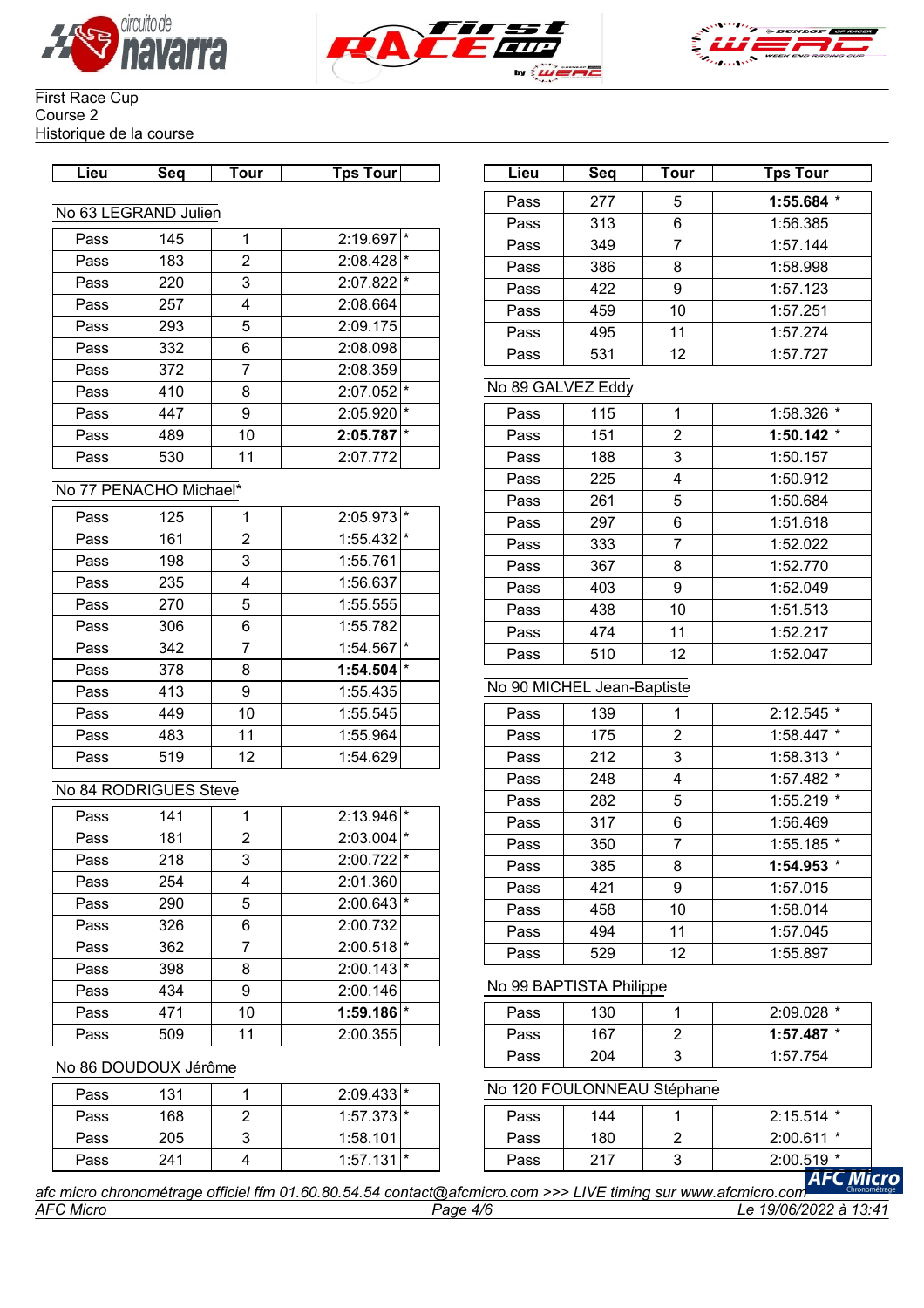First Race Cup
Course 2
Historique de la course

### No 63 LEGRAND Julien

| Lieu | Seq | Tour | Tps Tour | |
|---|---|---|---|---|
| Pass | 145 | 1 | 2:19.697 | * |
| Pass | 183 | 2 | 2:08.428 | * |
| Pass | 220 | 3 | 2:07.822 | * |
| Pass | 257 | 4 | 2:08.664 | |
| Pass | 293 | 5 | 2:09.175 | |
| Pass | 332 | 6 | 2:08.098 | |
| Pass | 372 | 7 | 2:08.359 | |
| Pass | 410 | 8 | 2:07.052 | * |
| Pass | 447 | 9 | 2:05.920 | * |
| Pass | 489 | 10 | **2:05.787** | * |
| Pass | 530 | 11 | 2:07.772 | |

### No 77 PENACHO Michael*

| Lieu | Seq | Tour | Tps Tour | |
|---|---|---|---|---|
| Pass | 125 | 1 | 2:05.973 | * |
| Pass | 161 | 2 | 1:55.432 | * |
| Pass | 198 | 3 | 1:55.761 | |
| Pass | 235 | 4 | 1:56.637 | |
| Pass | 270 | 5 | 1:55.555 | |
| Pass | 306 | 6 | 1:55.782 | |
| Pass | 342 | 7 | 1:54.567 | * |
| Pass | 378 | 8 | **1:54.504** | * |
| Pass | 413 | 9 | 1:55.435 | |
| Pass | 449 | 10 | 1:55.545 | |
| Pass | 483 | 11 | 1:55.964 | |
| Pass | 519 | 12 | 1:54.629 | |

### No 84 RODRIGUES Steve

| Lieu | Seq | Tour | Tps Tour | |
|---|---|---|---|---|
| Pass | 141 | 1 | 2:13.946 | * |
| Pass | 181 | 2 | 2:03.004 | * |
| Pass | 218 | 3 | 2:00.722 | * |
| Pass | 254 | 4 | 2:01.360 | |
| Pass | 290 | 5 | 2:00.643 | * |
| Pass | 326 | 6 | 2:00.732 | |
| Pass | 362 | 7 | 2:00.518 | * |
| Pass | 398 | 8 | 2:00.143 | * |
| Pass | 434 | 9 | 2:00.146 | |
| Pass | 471 | 10 | **1:59.186** | * |
| Pass | 509 | 11 | 2:00.355 | |

### No 86 DOUDOUX Jérôme

| Lieu | Seq | Tour | Tps Tour | |
|---|---|---|---|---|
| Pass | 131 | 1 | 2:09.433 | * |
| Pass | 168 | 2 | 1:57.373 | * |
| Pass | 205 | 3 | 1:58.101 | |
| Pass | 241 | 4 | 1:57.131 | * |
| Pass | 277 | 5 | **1:55.684** | * |
| Pass | 313 | 6 | 1:56.385 | |
| Pass | 349 | 7 | 1:57.144 | |
| Pass | 386 | 8 | 1:58.998 | |
| Pass | 422 | 9 | 1:57.123 | |
| Pass | 459 | 10 | 1:57.251 | |
| Pass | 495 | 11 | 1:57.274 | |
| Pass | 531 | 12 | 1:57.727 | |

### No 89 GALVEZ Eddy

| Lieu | Seq | Tour | Tps Tour | |
|---|---|---|---|---|
| Pass | 115 | 1 | 1:58.326 | * |
| Pass | 151 | 2 | **1:50.142** | * |
| Pass | 188 | 3 | 1:50.157 | |
| Pass | 225 | 4 | 1:50.912 | |
| Pass | 261 | 5 | 1:50.684 | |
| Pass | 297 | 6 | 1:51.618 | |
| Pass | 333 | 7 | 1:52.022 | |
| Pass | 367 | 8 | 1:52.770 | |
| Pass | 403 | 9 | 1:52.049 | |
| Pass | 438 | 10 | 1:51.513 | |
| Pass | 474 | 11 | 1:52.217 | |
| Pass | 510 | 12 | 1:52.047 | |

### No 90 MICHEL Jean-Baptiste

| Lieu | Seq | Tour | Tps Tour | |
|---|---|---|---|---|
| Pass | 139 | 1 | 2:12.545 | * |
| Pass | 175 | 2 | 1:58.447 | * |
| Pass | 212 | 3 | 1:58.313 | * |
| Pass | 248 | 4 | 1:57.482 | * |
| Pass | 282 | 5 | 1:55.219 | * |
| Pass | 317 | 6 | 1:56.469 | |
| Pass | 350 | 7 | 1:55.185 | * |
| Pass | 385 | 8 | **1:54.953** | * |
| Pass | 421 | 9 | 1:57.015 | |
| Pass | 458 | 10 | 1:58.014 | |
| Pass | 494 | 11 | 1:57.045 | |
| Pass | 529 | 12 | 1:55.897 | |

### No 99 BAPTISTA Philippe

| Lieu | Seq | Tour | Tps Tour | |
|---|---|---|---|---|
| Pass | 130 | 1 | 2:09.028 | * |
| Pass | 167 | 2 | **1:57.487** | * |
| Pass | 204 | 3 | 1:57.754 | |

### No 120 FOULONNEAU Stéphane

| Lieu | Seq | Tour | Tps Tour | |
|---|---|---|---|---|
| Pass | 144 | 1 | 2:15.514 | * |
| Pass | 180 | 2 | 2:00.611 | * |
| Pass | 217 | 3 | 2:00.519 | * |

*afc micro chronométrage officiel ffm 01.60.80.54.54 contact@afcmicro.com >>> LIVE timing sur www.afcmicro.com*

*AFC Micro* — *Le 19/06/2022 à 13:41*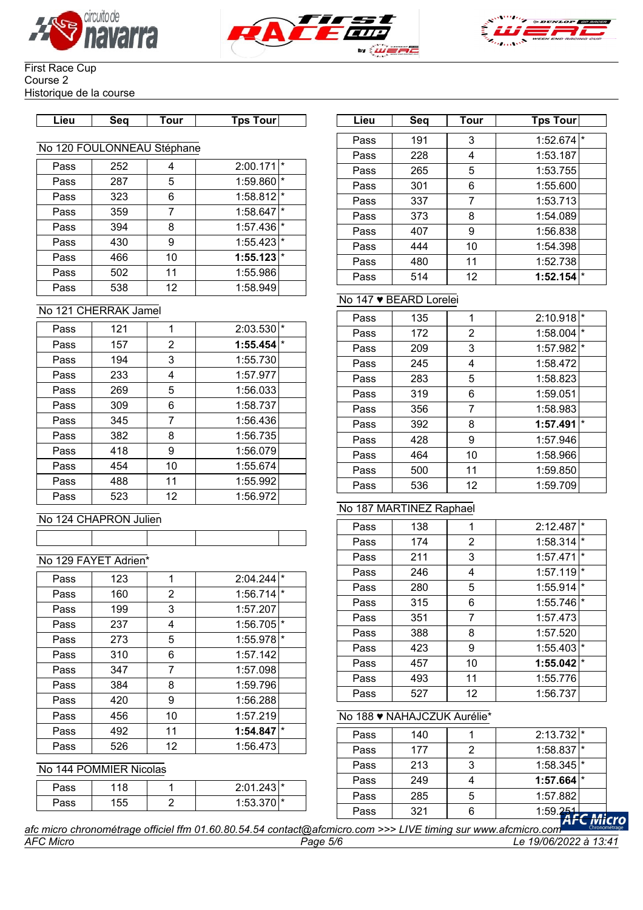First Race Cup
Course 2
Historique de la course

| Lieu | Seq | Tour | Tps Tour | |
|---|---|---|---|---|

No 120 FOULONNEAU Stéphane

| Lieu | Seq | Tour | Tps Tour | |
|---|---|---|---|---|
| Pass | 252 | 4 | 2:00.171 | * |
| Pass | 287 | 5 | 1:59.860 | * |
| Pass | 323 | 6 | 1:58.812 | * |
| Pass | 359 | 7 | 1:58.647 | * |
| Pass | 394 | 8 | 1:57.436 | * |
| Pass | 430 | 9 | 1:55.423 | * |
| Pass | 466 | 10 | **1:55.123** | * |
| Pass | 502 | 11 | 1:55.986 | |
| Pass | 538 | 12 | 1:58.949 | |

No 121 CHERRAK Jamel

| Lieu | Seq | Tour | Tps Tour | |
|---|---|---|---|---|
| Pass | 121 | 1 | 2:03.530 | * |
| Pass | 157 | 2 | **1:55.454** | * |
| Pass | 194 | 3 | 1:55.730 | |
| Pass | 233 | 4 | 1:57.977 | |
| Pass | 269 | 5 | 1:56.033 | |
| Pass | 309 | 6 | 1:58.737 | |
| Pass | 345 | 7 | 1:56.436 | |
| Pass | 382 | 8 | 1:56.735 | |
| Pass | 418 | 9 | 1:56.079 | |
| Pass | 454 | 10 | 1:55.674 | |
| Pass | 488 | 11 | 1:55.992 | |
| Pass | 523 | 12 | 1:56.972 | |

No 124 CHAPRON Julien

| Lieu | Seq | Tour | Tps Tour | |
|---|---|---|---|---|
| | | | | |

No 129 FAYET Adrien*

| Lieu | Seq | Tour | Tps Tour | |
|---|---|---|---|---|
| Pass | 123 | 1 | 2:04.244 | * |
| Pass | 160 | 2 | 1:56.714 | * |
| Pass | 199 | 3 | 1:57.207 | |
| Pass | 237 | 4 | 1:56.705 | * |
| Pass | 273 | 5 | 1:55.978 | * |
| Pass | 310 | 6 | 1:57.142 | |
| Pass | 347 | 7 | 1:57.098 | |
| Pass | 384 | 8 | 1:59.796 | |
| Pass | 420 | 9 | 1:56.288 | |
| Pass | 456 | 10 | 1:57.219 | |
| Pass | 492 | 11 | **1:54.847** | * |
| Pass | 526 | 12 | 1:56.473 | |

No 144 POMMIER Nicolas

| Lieu | Seq | Tour | Tps Tour | |
|---|---|---|---|---|
| Pass | 118 | 1 | 2:01.243 | * |
| Pass | 155 | 2 | 1:53.370 | * |
| Pass | 191 | 3 | 1:52.674 | * |
| Pass | 228 | 4 | 1:53.187 | |
| Pass | 265 | 5 | 1:53.755 | |
| Pass | 301 | 6 | 1:55.600 | |
| Pass | 337 | 7 | 1:53.713 | |
| Pass | 373 | 8 | 1:54.089 | |
| Pass | 407 | 9 | 1:56.838 | |
| Pass | 444 | 10 | 1:54.398 | |
| Pass | 480 | 11 | 1:52.738 | |
| Pass | 514 | 12 | **1:52.154** | * |

No 147 ♥ BEARD Lorelei

| Lieu | Seq | Tour | Tps Tour | |
|---|---|---|---|---|
| Pass | 135 | 1 | 2:10.918 | * |
| Pass | 172 | 2 | 1:58.004 | * |
| Pass | 209 | 3 | 1:57.982 | * |
| Pass | 245 | 4 | 1:58.472 | |
| Pass | 283 | 5 | 1:58.823 | |
| Pass | 319 | 6 | 1:59.051 | |
| Pass | 356 | 7 | 1:58.983 | |
| Pass | 392 | 8 | **1:57.491** | * |
| Pass | 428 | 9 | 1:57.946 | |
| Pass | 464 | 10 | 1:58.966 | |
| Pass | 500 | 11 | 1:59.850 | |
| Pass | 536 | 12 | 1:59.709 | |

No 187 MARTINEZ Raphael

| Lieu | Seq | Tour | Tps Tour | |
|---|---|---|---|---|
| Pass | 138 | 1 | 2:12.487 | * |
| Pass | 174 | 2 | 1:58.314 | * |
| Pass | 211 | 3 | 1:57.471 | * |
| Pass | 246 | 4 | 1:57.119 | * |
| Pass | 280 | 5 | 1:55.914 | * |
| Pass | 315 | 6 | 1:55.746 | * |
| Pass | 351 | 7 | 1:57.473 | |
| Pass | 388 | 8 | 1:57.520 | |
| Pass | 423 | 9 | 1:55.403 | * |
| Pass | 457 | 10 | **1:55.042** | * |
| Pass | 493 | 11 | 1:55.776 | |
| Pass | 527 | 12 | 1:56.737 | |

No 188 ♥ NAHAJCZUK Aurélie*

| Lieu | Seq | Tour | Tps Tour | |
|---|---|---|---|---|
| Pass | 140 | 1 | 2:13.732 | * |
| Pass | 177 | 2 | 1:58.837 | * |
| Pass | 213 | 3 | 1:58.345 | * |
| Pass | 249 | 4 | **1:57.664** | * |
| Pass | 285 | 5 | 1:57.882 | |
| Pass | 321 | 6 | 1:59.251 | |

*afc micro chronométrage officiel ffm 01.60.80.54.54 contact@afcmicro.com >>> LIVE timing sur www.afcmicro.com*

*AFC Micro* — *Le 19/06/2022 à 13:41*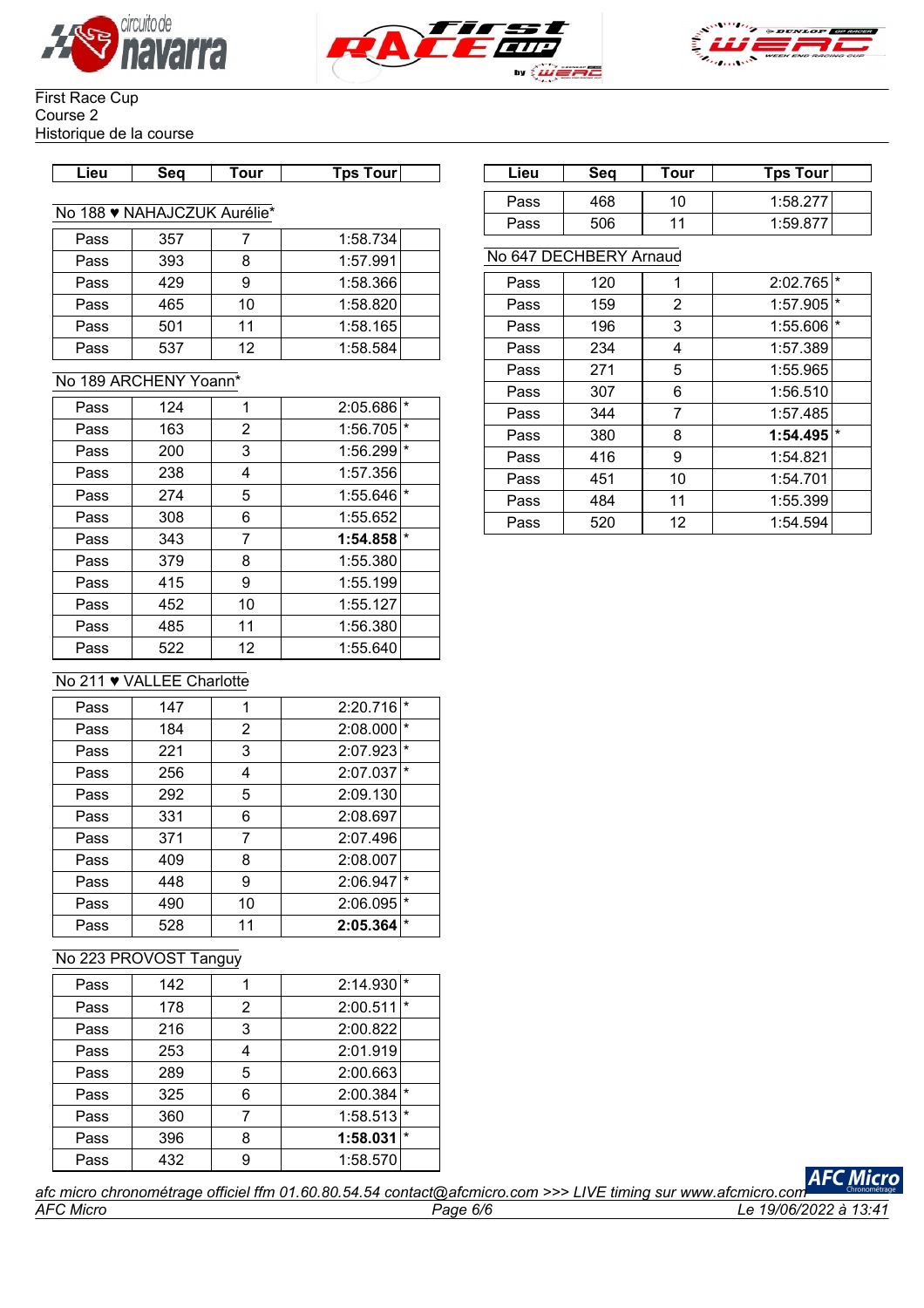First Race Cup
Course 2
Historique de la course

| Lieu | Seq | Tour | Tps Tour | |
|---|---|---|---|---|

No 188 ♥ NAHAJCZUK Aurélie*

| | | | | |
|---|---|---|---|---|
| Pass | 357 | 7 | 1:58.734 | |
| Pass | 393 | 8 | 1:57.991 | |
| Pass | 429 | 9 | 1:58.366 | |
| Pass | 465 | 10 | 1:58.820 | |
| Pass | 501 | 11 | 1:58.165 | |
| Pass | 537 | 12 | 1:58.584 | |

No 189 ARCHENY Yoann*

| | | | | |
|---|---|---|---|---|
| Pass | 124 | 1 | 2:05.686 | * |
| Pass | 163 | 2 | 1:56.705 | * |
| Pass | 200 | 3 | 1:56.299 | * |
| Pass | 238 | 4 | 1:57.356 | |
| Pass | 274 | 5 | 1:55.646 | * |
| Pass | 308 | 6 | 1:55.652 | |
| Pass | 343 | 7 | **1:54.858** | * |
| Pass | 379 | 8 | 1:55.380 | |
| Pass | 415 | 9 | 1:55.199 | |
| Pass | 452 | 10 | 1:55.127 | |
| Pass | 485 | 11 | 1:56.380 | |
| Pass | 522 | 12 | 1:55.640 | |

No 211 ♥ VALLEE Charlotte

| | | | | |
|---|---|---|---|---|
| Pass | 147 | 1 | 2:20.716 | * |
| Pass | 184 | 2 | 2:08.000 | * |
| Pass | 221 | 3 | 2:07.923 | * |
| Pass | 256 | 4 | 2:07.037 | * |
| Pass | 292 | 5 | 2:09.130 | |
| Pass | 331 | 6 | 2:08.697 | |
| Pass | 371 | 7 | 2:07.496 | |
| Pass | 409 | 8 | 2:08.007 | |
| Pass | 448 | 9 | 2:06.947 | * |
| Pass | 490 | 10 | 2:06.095 | * |
| Pass | 528 | 11 | **2:05.364** | * |

No 223 PROVOST Tanguy

| | | | | |
|---|---|---|---|---|
| Pass | 142 | 1 | 2:14.930 | * |
| Pass | 178 | 2 | 2:00.511 | * |
| Pass | 216 | 3 | 2:00.822 | |
| Pass | 253 | 4 | 2:01.919 | |
| Pass | 289 | 5 | 2:00.663 | |
| Pass | 325 | 6 | 2:00.384 | * |
| Pass | 360 | 7 | 1:58.513 | * |
| Pass | 396 | 8 | **1:58.031** | * |
| Pass | 432 | 9 | 1:58.570 | |
| Pass | 468 | 10 | 1:58.277 | |
| Pass | 506 | 11 | 1:59.877 | |

No 647 DECHBERY Arnaud

| | | | | |
|---|---|---|---|---|
| Pass | 120 | 1 | 2:02.765 | * |
| Pass | 159 | 2 | 1:57.905 | * |
| Pass | 196 | 3 | 1:55.606 | * |
| Pass | 234 | 4 | 1:57.389 | |
| Pass | 271 | 5 | 1:55.965 | |
| Pass | 307 | 6 | 1:56.510 | |
| Pass | 344 | 7 | 1:57.485 | |
| Pass | 380 | 8 | **1:54.495** | * |
| Pass | 416 | 9 | 1:54.821 | |
| Pass | 451 | 10 | 1:54.701 | |
| Pass | 484 | 11 | 1:55.399 | |
| Pass | 520 | 12 | 1:54.594 | |

*afc micro chronométrage officiel ffm 01.60.80.54.54 contact@afcmicro.com >>> LIVE timing sur www.afcmicro.com*

*AFC Micro* — *Le 19/06/2022 à 13:41*